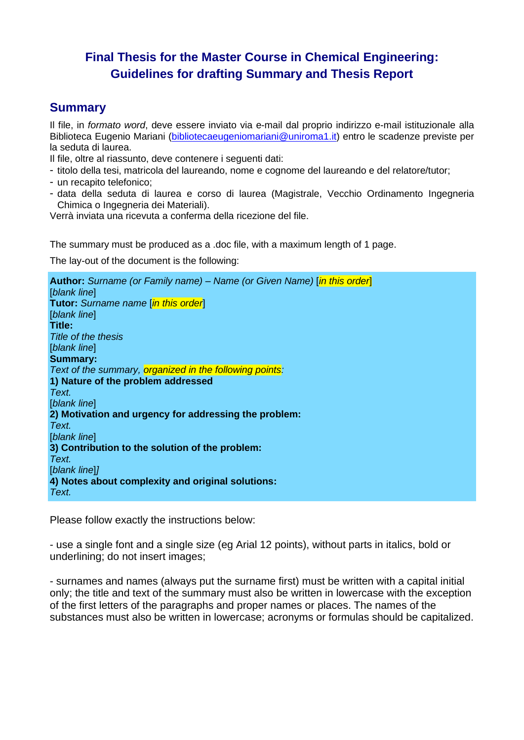# Final Thesis for the Master Course in Chemical Engineering: Guidelines for drafting Summary and Thesis Report

## Summary

Il file, in *formato word*, deve essere inviato via e-mail dal proprio indirizzo e-mail istituzionale alla Biblioteca Eugenio Mariani (bibliotecaeugeniomariani@uniroma1.it) entro le scadenze previste per la seduta di laurea.

Il file, oltre al riassunto, deve contenere i seguenti dati:

- titolo della tesi, matricola del laureando, nome e cognome del laureando e del relatore/tutor;
- un recapito telefonico;
- data della seduta di laurea e corso di laurea (Magistrale, Vecchio Ordinamento Ingegneria Chimica o Ingegneria dei Materiali).

Verrà inviata una ricevuta a conferma della ricezione del file.

The summary must be produced as a .doc file, with a maximum length of 1 page.

The lay-out of the document is the following:

**Author:** *Surname (or Family name) – Name (or Given Name)* [*in this order*]
[*blank line*]
**Tutor:** *Surname name* [*in this order*]
[*blank line*]
**Title:**
*Title of the thesis*
[*blank line*]
**Summary:**
*Text of the summary, organized in the following points:*
**1) Nature of the problem addressed**
*Text.*
[*blank line*]
**2) Motivation and urgency for addressing the problem:**
*Text.*
[*blank line*]
**3) Contribution to the solution of the problem:**
*Text.*
[*blank line*]*]*
**4) Notes about complexity and original solutions:**
*Text.*

Please follow exactly the instructions below:

- use a single font and a single size (eg Arial 12 points), without parts in italics, bold or underlining; do not insert images;

- surnames and names (always put the surname first) must be written with a capital initial only; the title and text of the summary must also be written in lowercase with the exception of the first letters of the paragraphs and proper names or places. The names of the substances must also be written in lowercase; acronyms or formulas should be capitalized.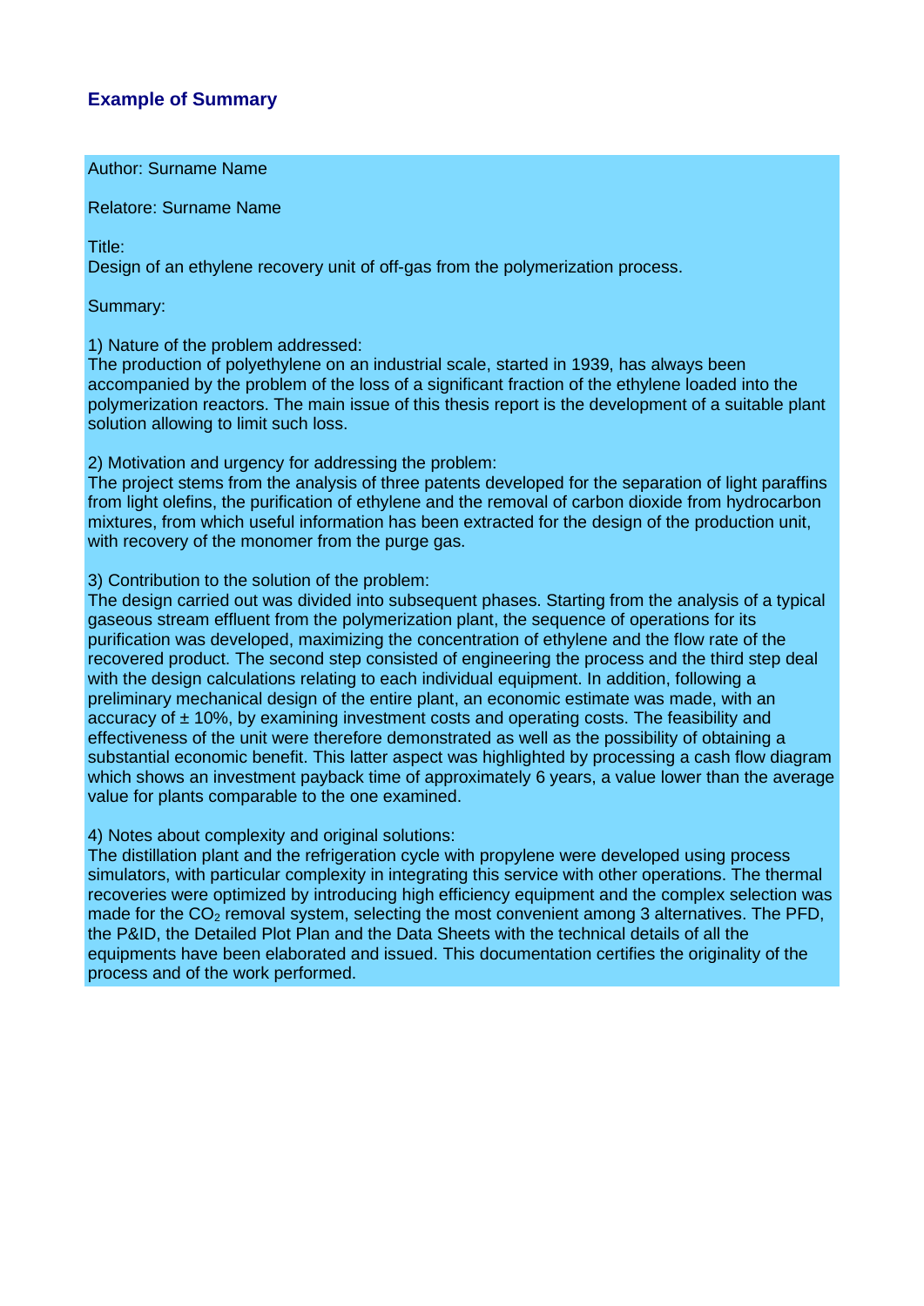## Example of Summary

Author: Surname Name

Relatore: Surname Name

Title:
Design of an ethylene recovery unit of off-gas from the polymerization process.

Summary:

1) Nature of the problem addressed:
The production of polyethylene on an industrial scale, started in 1939, has always been accompanied by the problem of the loss of a significant fraction of the ethylene loaded into the polymerization reactors. The main issue of this thesis report is the development of a suitable plant solution allowing to limit such loss.

2) Motivation and urgency for addressing the problem:
The project stems from the analysis of three patents developed for the separation of light paraffins from light olefins, the purification of ethylene and the removal of carbon dioxide from hydrocarbon mixtures, from which useful information has been extracted for the design of the production unit, with recovery of the monomer from the purge gas.

3) Contribution to the solution of the problem:
The design carried out was divided into subsequent phases. Starting from the analysis of a typical gaseous stream effluent from the polymerization plant, the sequence of operations for its purification was developed, maximizing the concentration of ethylene and the flow rate of the recovered product. The second step consisted of engineering the process and the third step deal with the design calculations relating to each individual equipment. In addition, following a preliminary mechanical design of the entire plant, an economic estimate was made, with an accuracy of ± 10%, by examining investment costs and operating costs. The feasibility and effectiveness of the unit were therefore demonstrated as well as the possibility of obtaining a substantial economic benefit. This latter aspect was highlighted by processing a cash flow diagram which shows an investment payback time of approximately 6 years, a value lower than the average value for plants comparable to the one examined.

4) Notes about complexity and original solutions:
The distillation plant and the refrigeration cycle with propylene were developed using process simulators, with particular complexity in integrating this service with other operations. The thermal recoveries were optimized by introducing high efficiency equipment and the complex selection was made for the $CO_2$ removal system, selecting the most convenient among 3 alternatives. The PFD, the P&ID, the Detailed Plot Plan and the Data Sheets with the technical details of all the equipments have been elaborated and issued. This documentation certifies the originality of the process and of the work performed.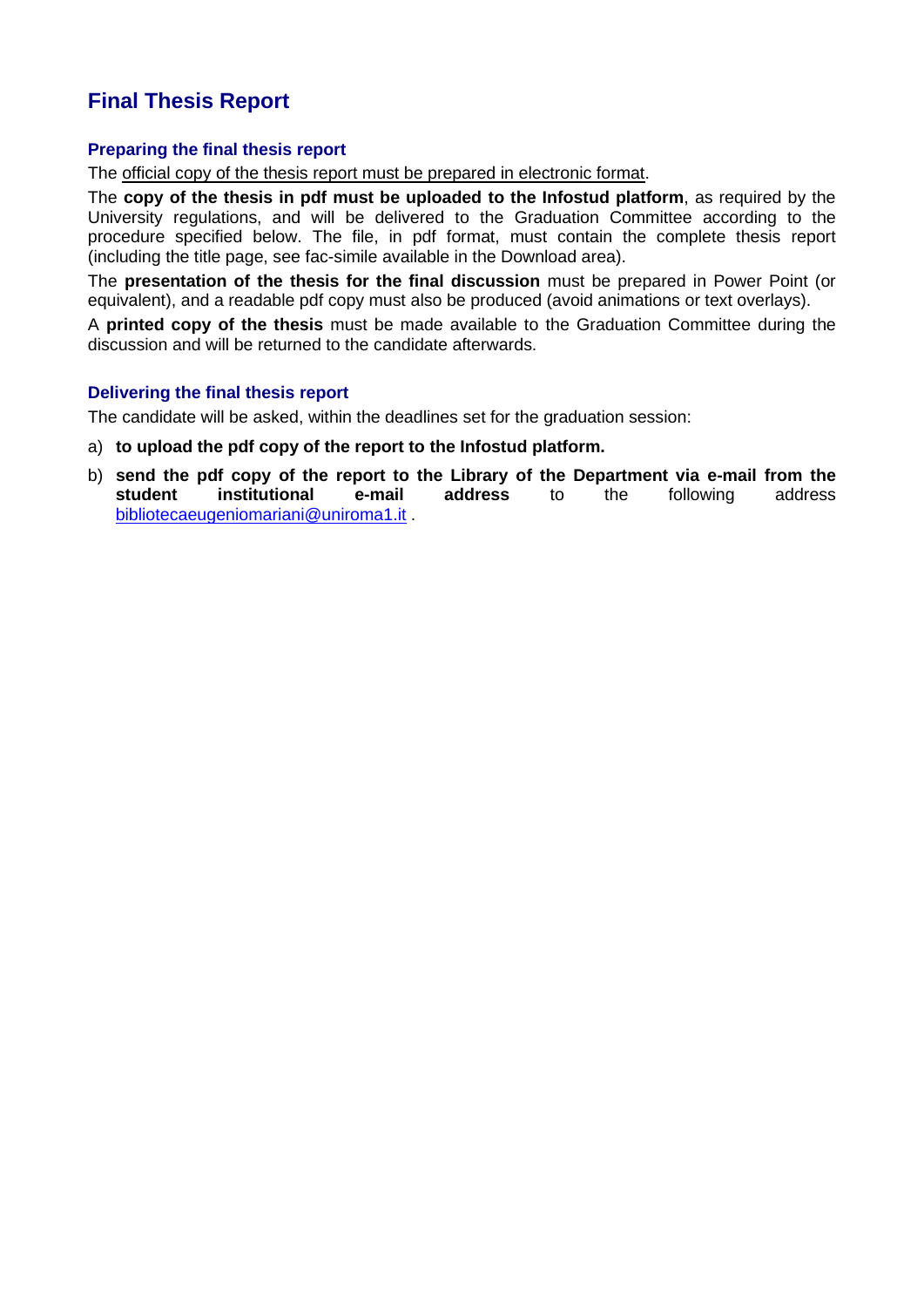## Final Thesis Report

### Preparing the final thesis report

The official copy of the thesis report must be prepared in electronic format.

The **copy of the thesis in pdf must be uploaded to the Infostud platform**, as required by the University regulations, and will be delivered to the Graduation Committee according to the procedure specified below. The file, in pdf format, must contain the complete thesis report (including the title page, see fac-simile available in the Download area).

The **presentation of the thesis for the final discussion** must be prepared in Power Point (or equivalent), and a readable pdf copy must also be produced (avoid animations or text overlays).

A **printed copy of the thesis** must be made available to the Graduation Committee during the discussion and will be returned to the candidate afterwards.

### Delivering the final thesis report

The candidate will be asked, within the deadlines set for the graduation session:

a) **to upload the pdf copy of the report to the Infostud platform.**

b) **send the pdf copy of the report to the Library of the Department via e-mail from the student institutional e-mail address** to the following address bibliotecaeugeniomariani@uniroma1.it .